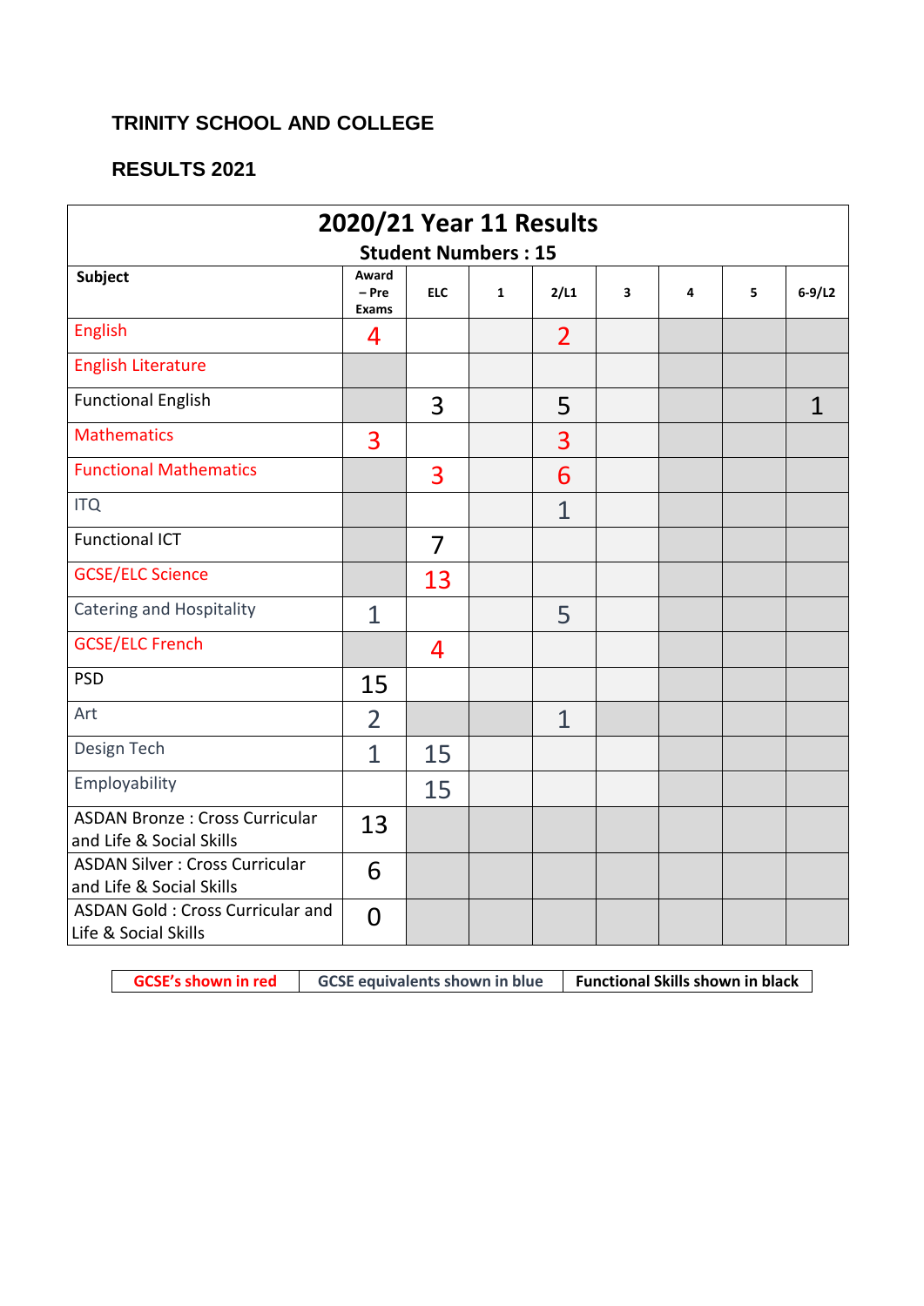**TRINITY SCHOOL AND COLLEGE**

**RESULTS 2021**

| **2020/21 Year 11 Results**<br>**Student Numbers : 15** | | | | | | | | |
|---|---|---|---|---|---|---|---|---|
| **Subject** | **Award – Pre Exams** | **ELC** | **1** | **2/L1** | **3** | **4** | **5** | **6-9/L2** |
| English | 4 | | | 2 | | | | |
| English Literature | | | | | | | | |
| Functional English | | 3 | | 5 | | | | 1 |
| Mathematics | 3 | | | 3 | | | | |
| Functional Mathematics | | 3 | | 6 | | | | |
| ITQ | | | | 1 | | | | |
| Functional ICT | | 7 | | | | | | |
| GCSE/ELC Science | | 13 | | | | | | |
| Catering and Hospitality | 1 | | | 5 | | | | |
| GCSE/ELC French | | 4 | | | | | | |
| PSD | 15 | | | | | | | |
| Art | 2 | | | 1 | | | | |
| Design Tech | 1 | 15 | | | | | | |
| Employability | | 15 | | | | | | |
| ASDAN Bronze : Cross Curricular and Life & Social Skills | 13 | | | | | | | |
| ASDAN Silver : Cross Curricular and Life & Social Skills | 6 | | | | | | | |
| ASDAN Gold : Cross Curricular and Life & Social Skills | 0 | | | | | | | |

| GCSE's shown in red | GCSE equivalents shown in blue | Functional Skills shown in black |
|---|---|---|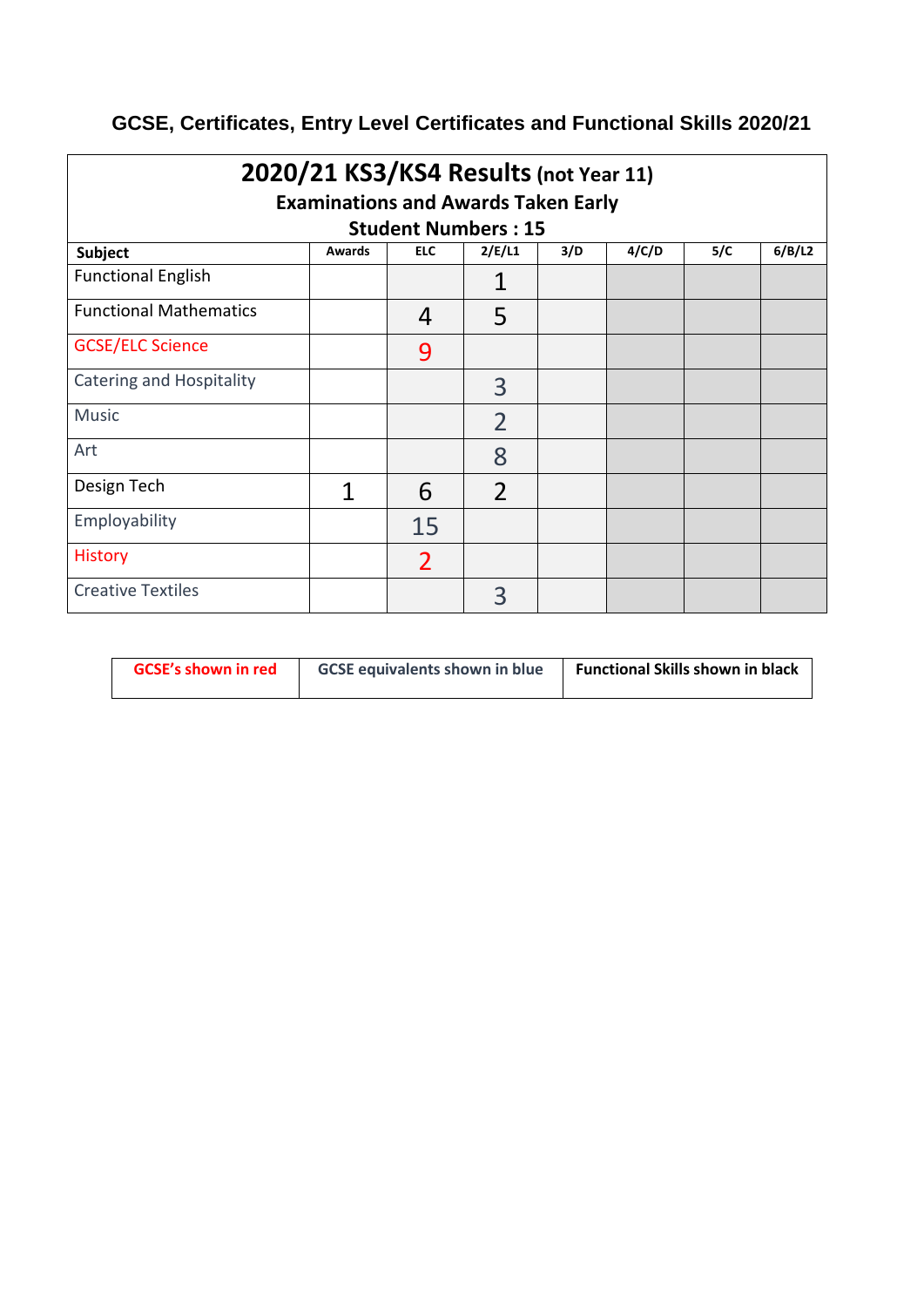## GCSE, Certificates, Entry Level Certificates and Functional Skills 2020/21

| 2020/21 KS3/KS4 Results (not Year 11)<br>Examinations and Awards Taken Early<br>Student Numbers : 15 | | | | | | | |
|---|---|---|---|---|---|---|---|
| **Subject** | **Awards** | **ELC** | **2/E/L1** | **3/D** | **4/C/D** | **5/C** | **6/B/L2** |
| Functional English | | | 1 | | | | |
| Functional Mathematics | | 4 | 5 | | | | |
| GCSE/ELC Science | | 9 | | | | | |
| Catering and Hospitality | | | 3 | | | | |
| Music | | | 2 | | | | |
| Art | | | 8 | | | | |
| Design Tech | 1 | 6 | 2 | | | | |
| Employability | | 15 | | | | | |
| History | | 2 | | | | | |
| Creative Textiles | | | 3 | | | | |

| GCSE's shown in red | GCSE equivalents shown in blue | Functional Skills shown in black |
|---|---|---|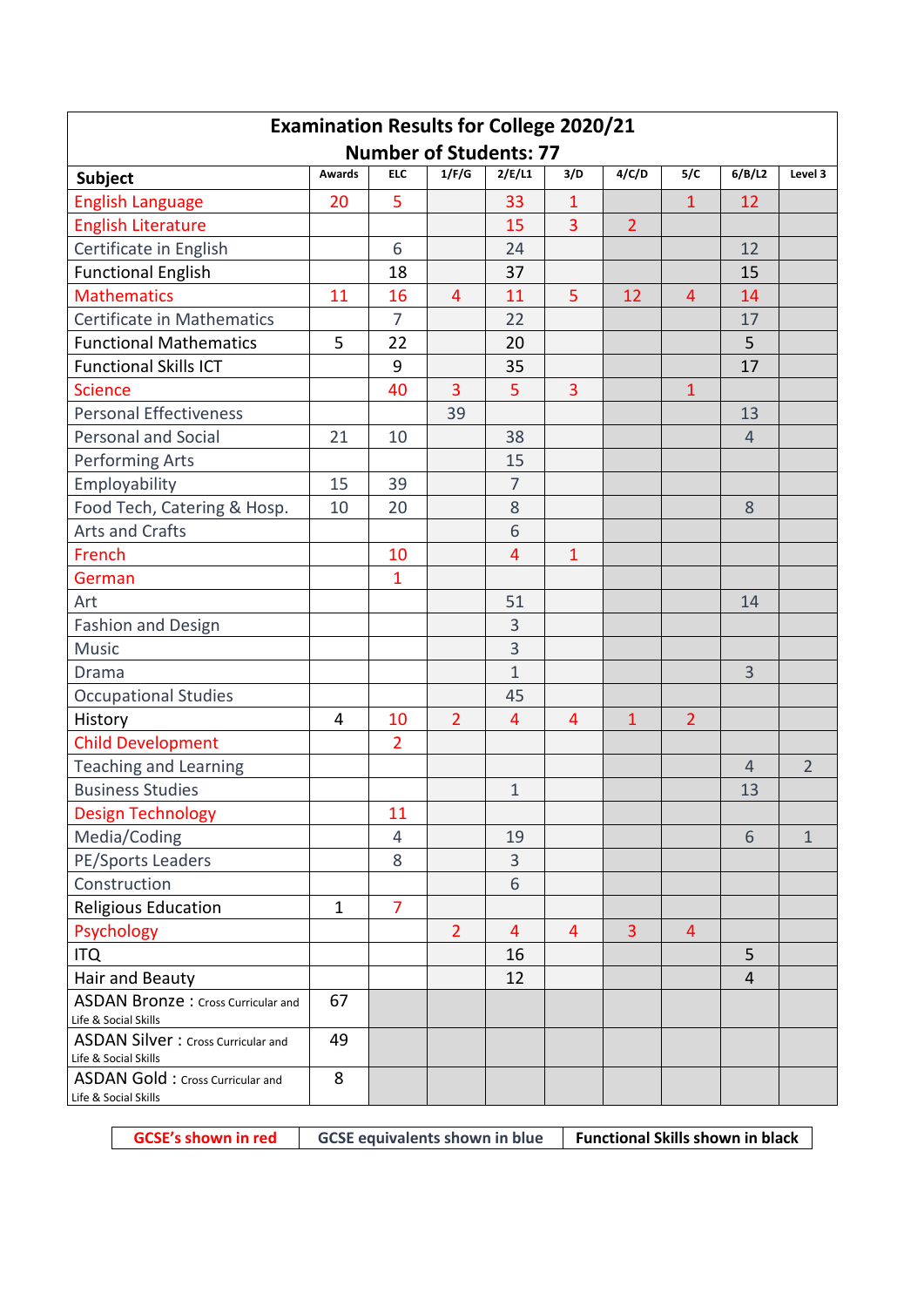# Examination Results for College 2020/21

## Number of Students: 77

| Subject | Awards | ELC | 1/F/G | 2/E/L1 | 3/D | 4/C/D | 5/C | 6/B/L2 | Level 3 |
|---|---|---|---|---|---|---|---|---|---|
| English Language | 20 | 5 | | 33 | 1 | | 1 | 12 | |
| English Literature | | | | 15 | 3 | 2 | | | |
| Certificate in English | | 6 | | 24 | | | | 12 | |
| Functional English | | 18 | | 37 | | | | 15 | |
| Mathematics | 11 | 16 | 4 | 11 | 5 | 12 | 4 | 14 | |
| Certificate in Mathematics | | 7 | | 22 | | | | 17 | |
| Functional Mathematics | 5 | 22 | | 20 | | | | 5 | |
| Functional Skills ICT | | 9 | | 35 | | | | 17 | |
| Science | | 40 | 3 | 5 | 3 | | 1 | | |
| Personal Effectiveness | | | 39 | | | | | 13 | |
| Personal and Social | 21 | 10 | | 38 | | | | 4 | |
| Performing Arts | | | | 15 | | | | | |
| Employability | 15 | 39 | | 7 | | | | | |
| Food Tech, Catering & Hosp. | 10 | 20 | | 8 | | | | 8 | |
| Arts and Crafts | | | | 6 | | | | | |
| French | | 10 | | 4 | 1 | | | | |
| German | | 1 | | | | | | | |
| Art | | | | 51 | | | | 14 | |
| Fashion and Design | | | | 3 | | | | | |
| Music | | | | 3 | | | | | |
| Drama | | | | 1 | | | | 3 | |
| Occupational Studies | | | | 45 | | | | | |
| History | 4 | 10 | 2 | 4 | 4 | 1 | 2 | | |
| Child Development | | 2 | | | | | | | |
| Teaching and Learning | | | | | | | | 4 | 2 |
| Business Studies | | | | 1 | | | | 13 | |
| Design Technology | | 11 | | | | | | | |
| Media/Coding | | 4 | | 19 | | | | 6 | 1 |
| PE/Sports Leaders | | 8 | | 3 | | | | | |
| Construction | | | | 6 | | | | | |
| Religious Education | 1 | 7 | | | | | | | |
| Psychology | | | 2 | 4 | 4 | 3 | 4 | | |
| ITQ | | | | 16 | | | | 5 | |
| Hair and Beauty | | | | 12 | | | | 4 | |
| ASDAN Bronze : Cross Curricular and Life & Social Skills | 67 | | | | | | | | |
| ASDAN Silver : Cross Curricular and Life & Social Skills | 49 | | | | | | | | |
| ASDAN Gold : Cross Curricular and Life & Social Skills | 8 | | | | | | | | |

| GCSE's shown in red | GCSE equivalents shown in blue | Functional Skills shown in black |
|---|---|---|